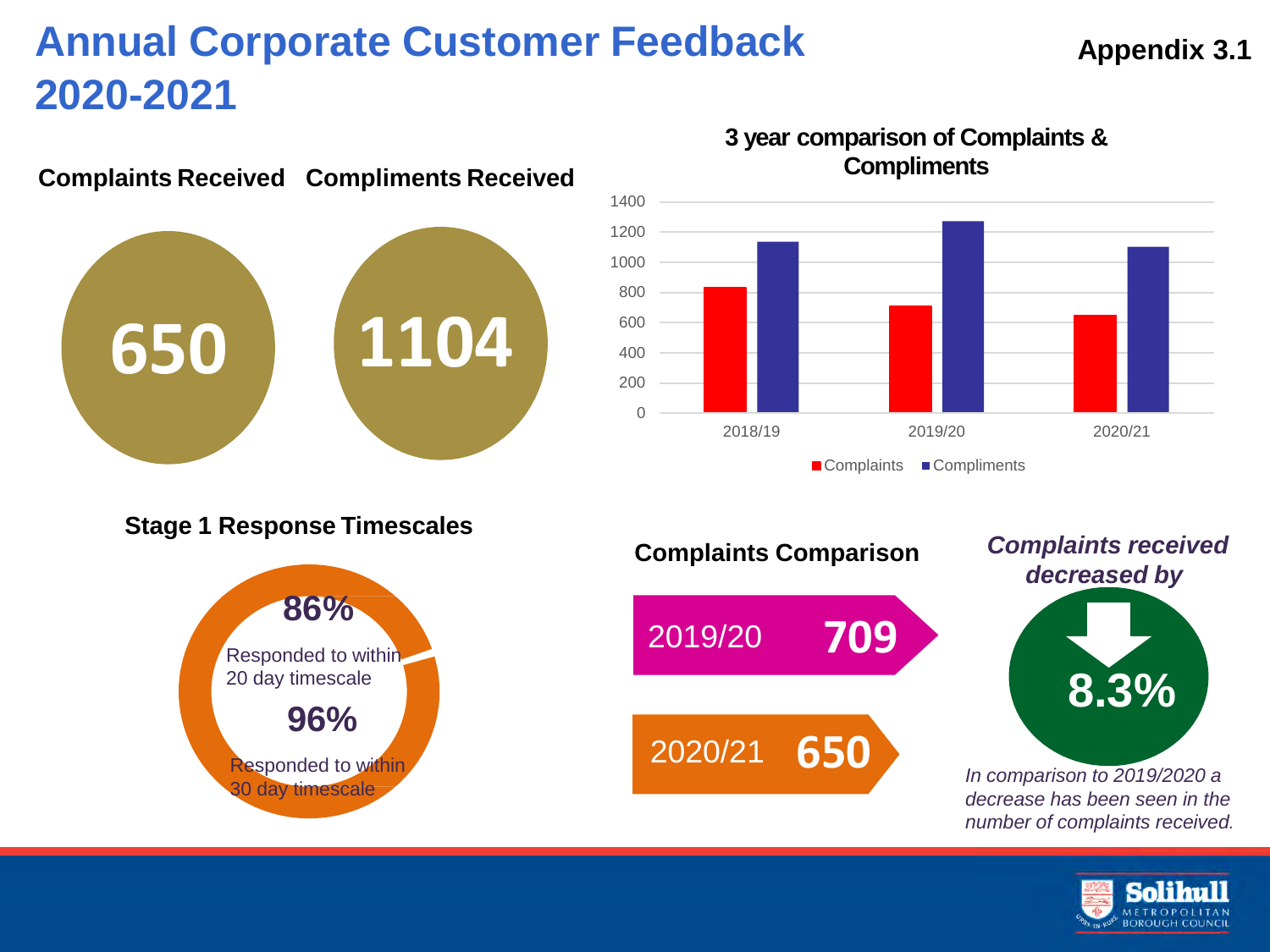# Annual Corporate Customer Feedback 2020-2021

**Appendix 3.1**

**Complaints Received**

650

**Compliments Received**

1104

**3 year comparison of Complaints & Compliments**

| Year | Complaints | Compliments |
|---|---|---|
| 2018/19 | | |
| 2019/20 | 709 | |
| 2020/21 | 650 | 1104 |

**Stage 1 Response Timescales**

**86%** Responded to within 20 day timescale

**96%** Responded to within 30 day timescale

**Complaints Comparison**

2019/20 **709**

2020/21 **650**

***Complaints received decreased by***

**8.3%**

*In comparison to 2019/2020 a decrease has been seen in the number of complaints received.*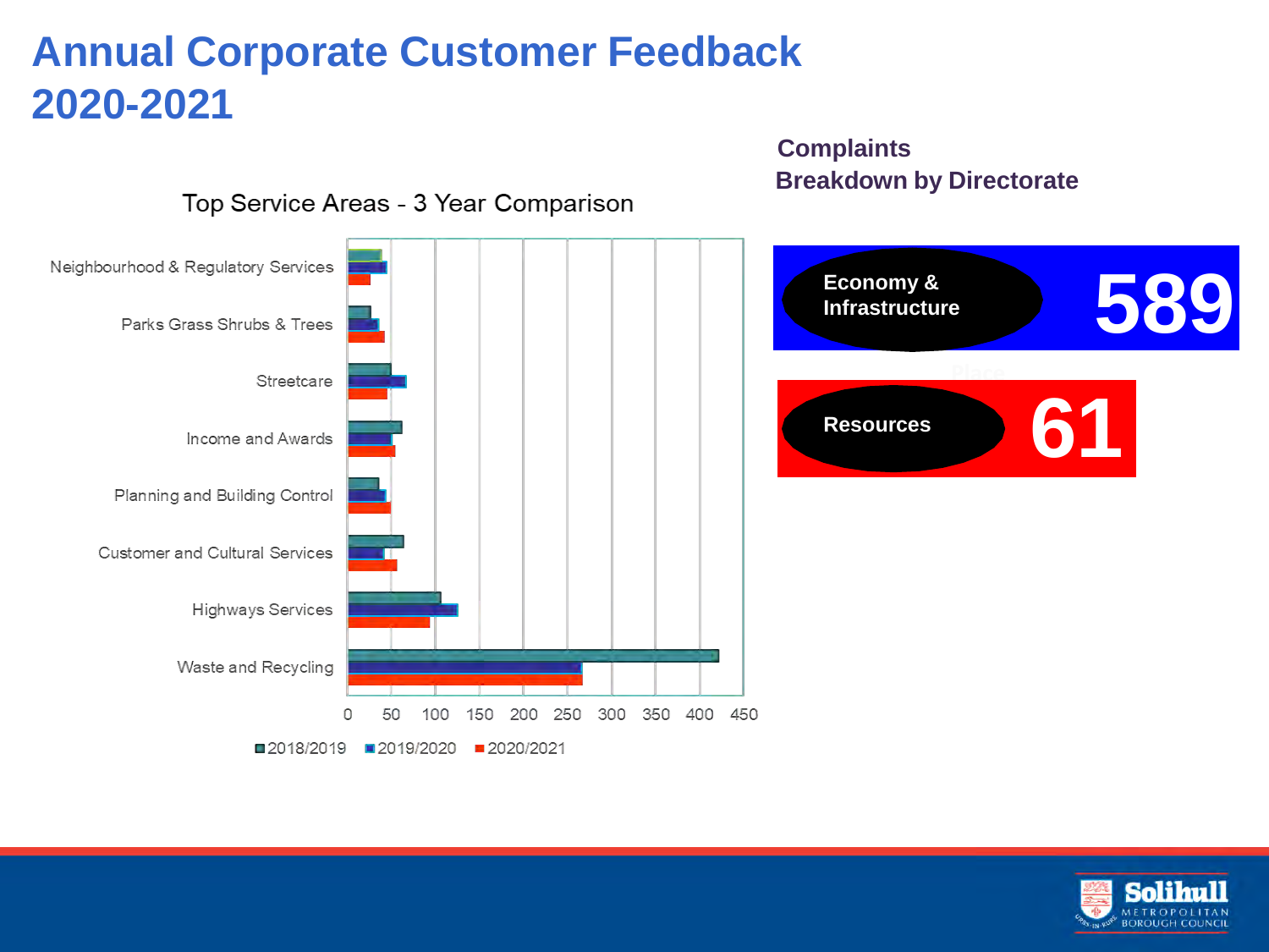# Annual Corporate Customer Feedback 2020-2021

## Top Service Areas - 3 Year Comparison

| Service Area | 2018/2019 | 2019/2020 | 2020/2021 |
|---|---|---|---|
| Neighbourhood & Regulatory Services | 38 | 44 | 26 |
| Parks Grass Shrubs & Trees | 26 | 35 | 42 |
| Streetcare | 48 | 66 | 45 |
| Income and Awards | 61 | 49 | 53 |
| Planning and Building Control | 35 | 43 | 48 |
| Customer and Cultural Services | 63 | 41 | 55 |
| Highways Services | 105 | 124 | 93 |
| Waste and Recycling | 421 | 265 | 265 |

## Complaints Breakdown by Directorate

| Directorate | Complaints |
|---|---|
| Economy & Infrastructure | 589 |
| Resources | 61 |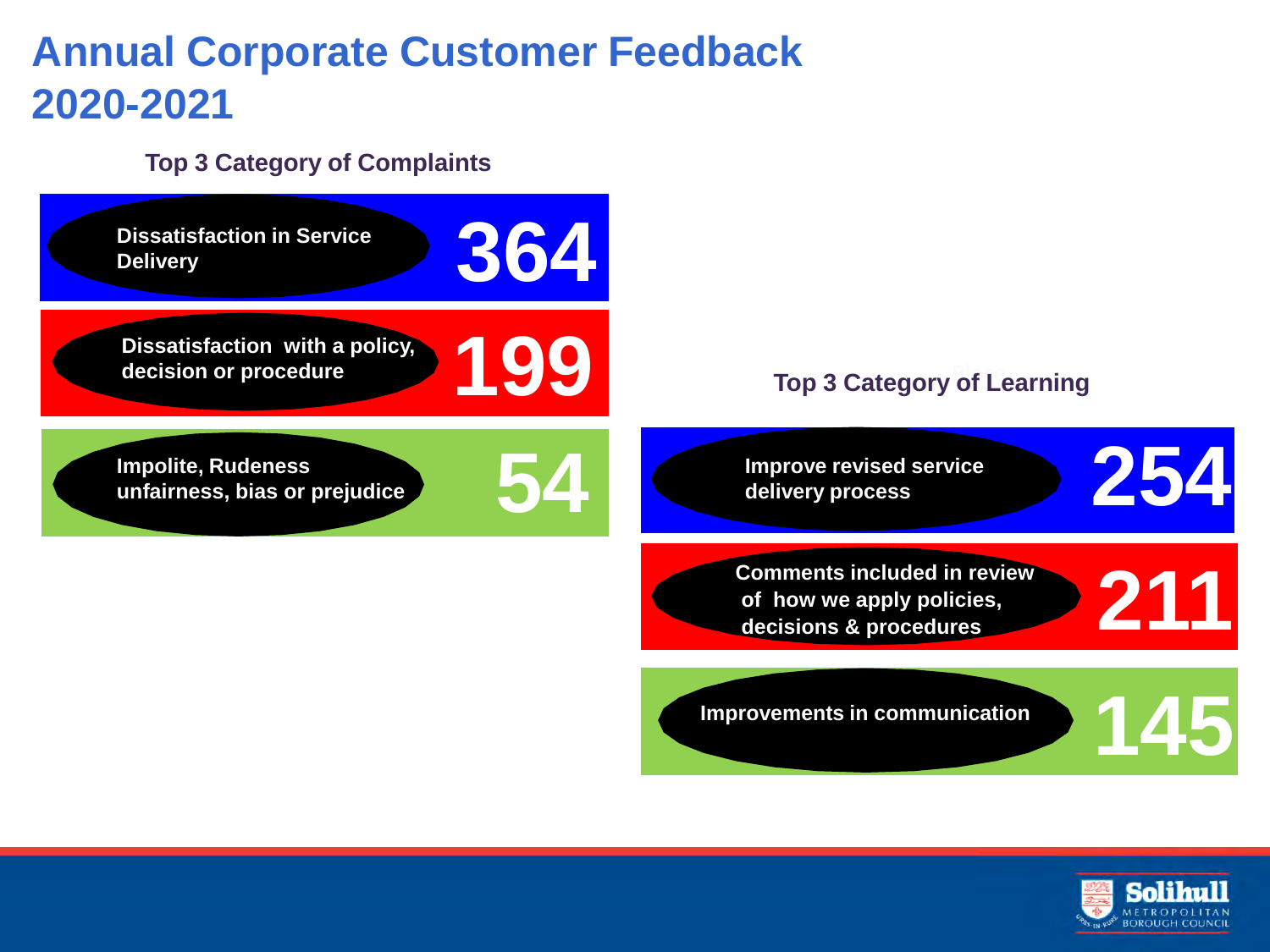# Annual Corporate Customer Feedback 2020-2021

## Top 3 Category of Complaints

| Category | Count |
| --- | --- |
| Dissatisfaction in Service Delivery | 364 |
| Dissatisfaction with a policy, decision or procedure | 199 |
| Impolite, Rudeness unfairness, bias or prejudice | 54 |

## Top 3 Category of Learning

| Category | Count |
| --- | --- |
| Improve revised service delivery process | 254 |
| Comments included in review of how we apply policies, decisions & procedures | 211 |
| Improvements in communication | 145 |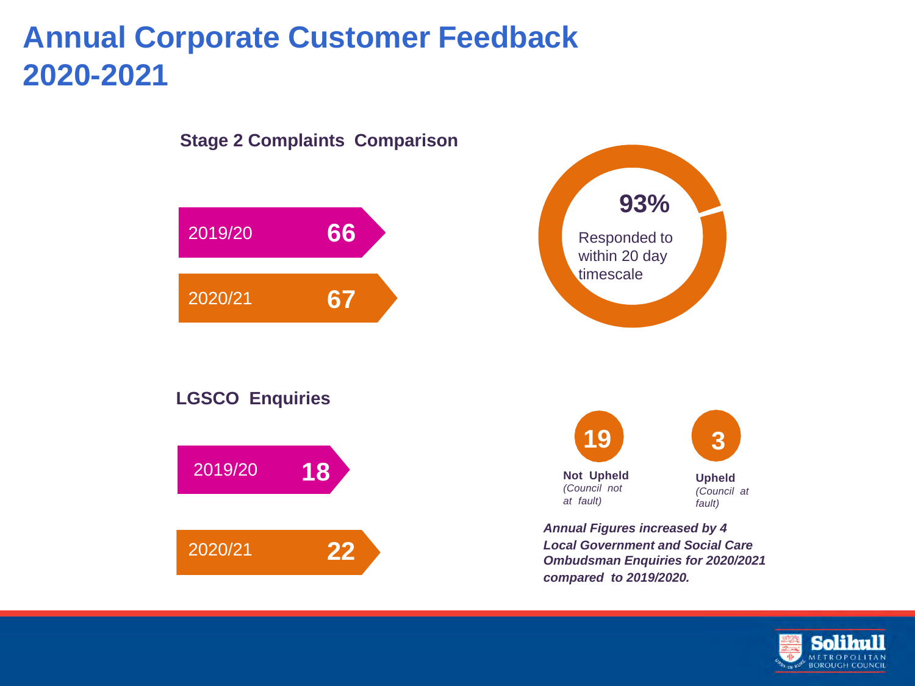# Annual Corporate Customer Feedback 2020-2021

## Stage 2 Complaints Comparison

| Year | Complaints |
| --- | --- |
| 2019/20 | 66 |
| 2020/21 | 67 |

**93%** Responded to within 20 day timescale

## LGSCO Enquiries

| Year | Enquiries |
| --- | --- |
| 2019/20 | 18 |
| 2020/21 | 22 |

**19** **Not Upheld** *(Council not at fault)*

**3** **Upheld** *(Council at fault)*

***Annual Figures increased by 4 Local Government and Social Care Ombudsman Enquiries for 2020/2021 compared to 2019/2020.***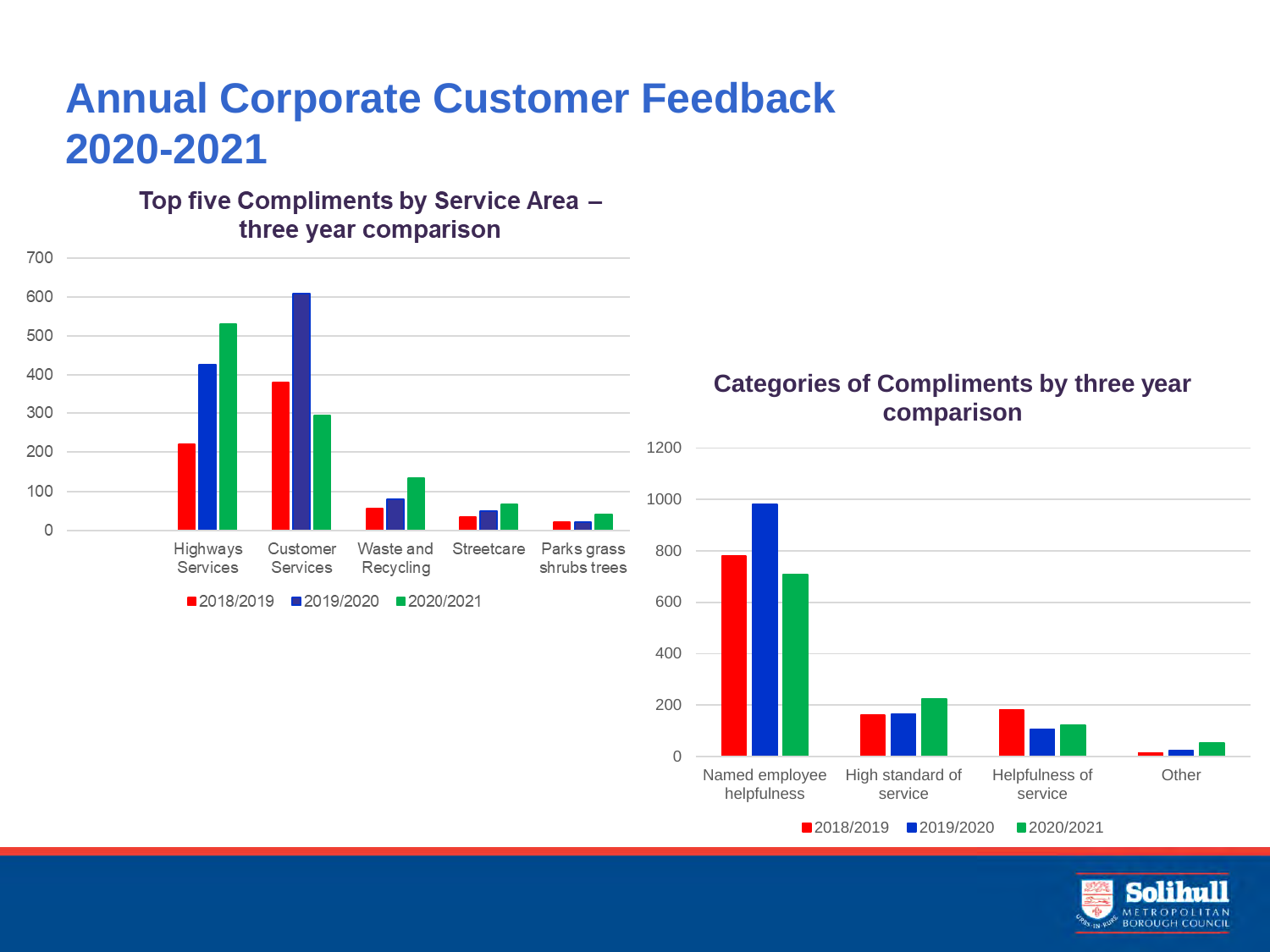# Annual Corporate Customer Feedback 2020-2021

## Top five Compliments by Service Area – three year comparison

700
600
500
400
300
200
100
0

Highways Services
Customer Services
Waste and Recycling
Streetcare
Parks grass shrubs trees

2018/2019 2019/2020 2020/2021

## Categories of Compliments by three year comparison

1200
1000
800
600
400
200
0

Named employee helpfulness
High standard of service
Helpfulness of service
Other

2018/2019 2019/2020 2020/2021